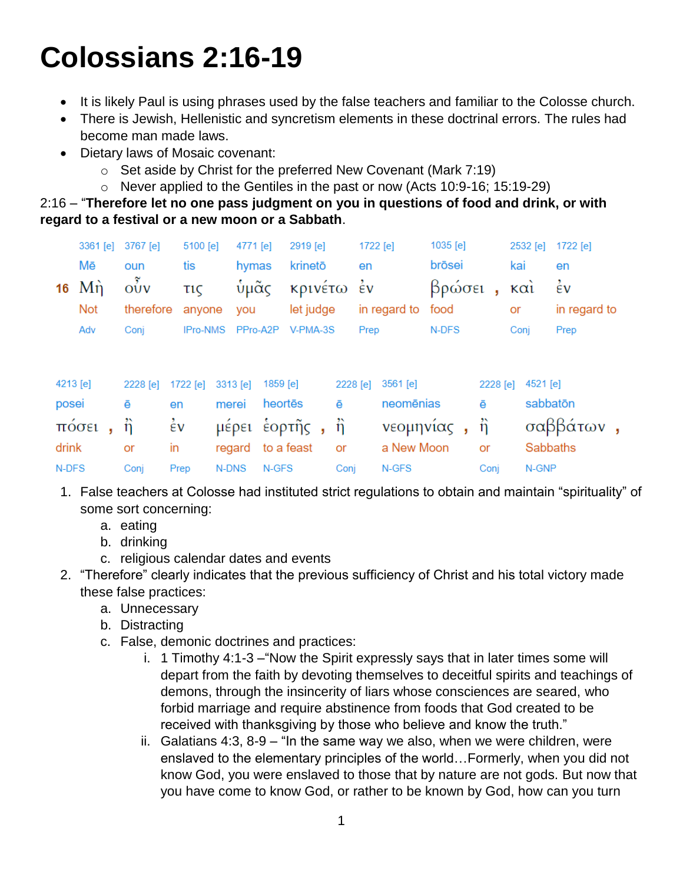# Colossians 2:16-19

- It is likely Paul is using phrases used by the false teachers and familiar to the Colosse church.
- There is Jewish, Hellenistic and syncretism elements in these doctrinal errors. The rules had become man made laws.
- Dietary laws of Mosaic covenant:
  - Set aside by Christ for the preferred New Covenant (Mark 7:19)
  - Never applied to the Gentiles in the past or now (Acts 10:9-16; 15:19-29)

2:16 – "**Therefore let no one pass judgment on you in questions of food and drink, or with regard to a festival or a new moon or a Sabbath**.

| | 3361 [e] | 3767 [e] | 5100 [e] | 4771 [e] | 2919 [e] | 1722 [e] | 1035 [e] | | 2532 [e] | 1722 [e] |
|---|---|---|---|---|---|---|---|---|---|---|
| | Mē | oun | tis | hymas | krinetō | en | brōsei | | kai | en |
| 16 | Μὴ | οὖν | τις | ὑμᾶς | κρινέτω | ἐν | βρώσει | , | καὶ | ἐν |
| | Not | therefore | anyone | you | let judge | in regard to | food | | or | in regard to |
| | Adv | Conj | IPro-NMS | PPro-A2P | V-PMA-3S | Prep | N-DFS | | Conj | Prep |

| 4213 [e] | | 2228 [e] | 1722 [e] | 3313 [e] | 1859 [e] | | 2228 [e] | 3561 [e] | | 2228 [e] | 4521 [e] | |
|---|---|---|---|---|---|---|---|---|---|---|---|---|
| posei | | ē | en | merei | heortēs | | ē | neomēnias | | ē | sabbatōn | |
| πόσει | , | ἢ | ἐν | μέρει | ἑορτῆς | , | ἢ | νεομηνίας | , | ἢ | σαββάτων | , |
| drink | | or | in | regard | to a feast | | or | a New Moon | | or | Sabbaths | |
| N-DFS | | Conj | Prep | N-DNS | N-GFS | | Conj | N-GFS | | Conj | N-GNP | |

1. False teachers at Colosse had instituted strict regulations to obtain and maintain "spirituality" of some sort concerning:
   a. eating
   b. drinking
   c. religious calendar dates and events
2. "Therefore" clearly indicates that the previous sufficiency of Christ and his total victory made these false practices:
   a. Unnecessary
   b. Distracting
   c. False, demonic doctrines and practices:
      i. 1 Timothy 4:1-3 –"Now the Spirit expressly says that in later times some will depart from the faith by devoting themselves to deceitful spirits and teachings of demons, through the insincerity of liars whose consciences are seared, who forbid marriage and require abstinence from foods that God created to be received with thanksgiving by those who believe and know the truth."
      ii. Galatians 4:3, 8-9 – "In the same way we also, when we were children, were enslaved to the elementary principles of the world…Formerly, when you did not know God, you were enslaved to those that by nature are not gods. But now that you have come to know God, or rather to be known by God, how can you turn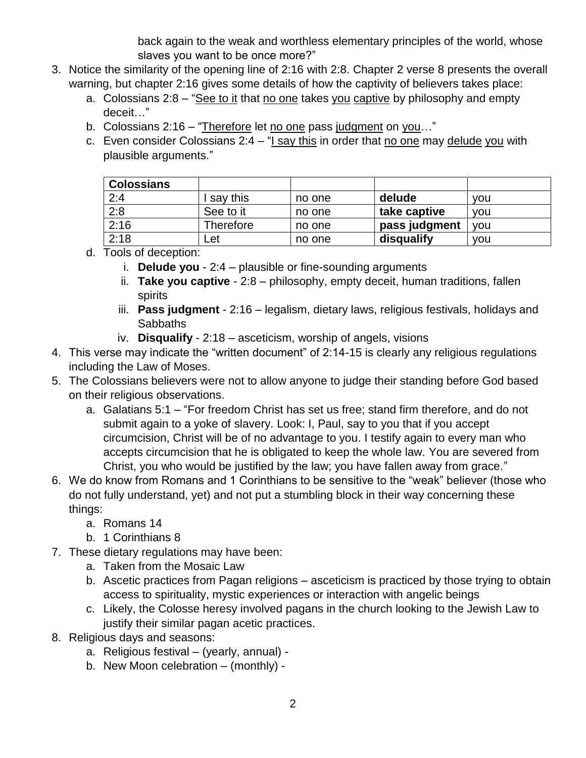back again to the weak and worthless elementary principles of the world, whose slaves you want to be once more?"

3. Notice the similarity of the opening line of 2:16 with 2:8. Chapter 2 verse 8 presents the overall warning, but chapter 2:16 gives some details of how the captivity of believers takes place:
   a. Colossians 2:8 – "<u>See to it</u> that <u>no one</u> takes <u>you</u> <u>captive</u> by philosophy and empty deceit…"
   b. Colossians 2:16 – "<u>Therefore</u> let <u>no one</u> pass <u>judgment</u> on <u>you</u>…"
   c. Even consider Colossians 2:4 – "<u>I say this</u> in order that <u>no one</u> may <u>delude</u> <u>you</u> with plausible arguments."

| **Colossians** | | | | |
|---|---|---|---|---|
| 2:4 | I say this | no one | **delude** | you |
| 2:8 | See to it | no one | **take captive** | you |
| 2:16 | Therefore | no one | **pass judgment** | you |
| 2:18 | Let | no one | **disqualify** | you |

   d. Tools of deception:
      i. **Delude you** - 2:4 – plausible or fine-sounding arguments
      ii. **Take you captive** - 2:8 – philosophy, empty deceit, human traditions, fallen spirits
      iii. **Pass judgment** - 2:16 – legalism, dietary laws, religious festivals, holidays and Sabbaths
      iv. **Disqualify** - 2:18 – asceticism, worship of angels, visions
4. This verse may indicate the "written document" of 2:14-15 is clearly any religious regulations including the Law of Moses.
5. The Colossians believers were not to allow anyone to judge their standing before God based on their religious observations.
   a. Galatians 5:1 – "For freedom Christ has set us free; stand firm therefore, and do not submit again to a yoke of slavery. Look: I, Paul, say to you that if you accept circumcision, Christ will be of no advantage to you. I testify again to every man who accepts circumcision that he is obligated to keep the whole law. You are severed from Christ, you who would be justified by the law; you have fallen away from grace."
6. We do know from Romans and 1 Corinthians to be sensitive to the "weak" believer (those who do not fully understand, yet) and not put a stumbling block in their way concerning these things:
   a. Romans 14
   b. 1 Corinthians 8
7. These dietary regulations may have been:
   a. Taken from the Mosaic Law
   b. Ascetic practices from Pagan religions – asceticism is practiced by those trying to obtain access to spirituality, mystic experiences or interaction with angelic beings
   c. Likely, the Colosse heresy involved pagans in the church looking to the Jewish Law to justify their similar pagan acetic practices.
8. Religious days and seasons:
   a. Religious festival – (yearly, annual) -
   b. New Moon celebration – (monthly) -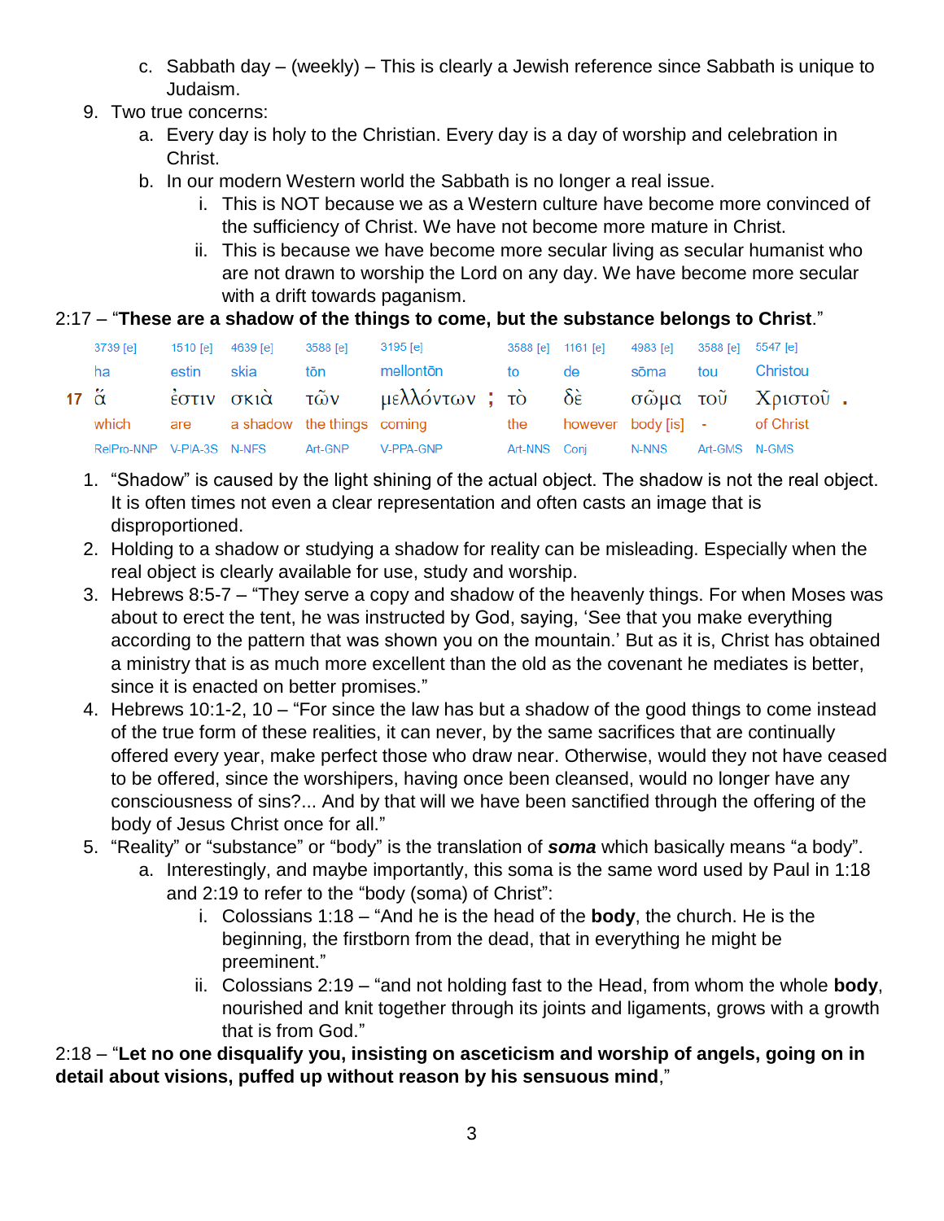c. Sabbath day – (weekly) – This is clearly a Jewish reference since Sabbath is unique to Judaism.

9. Two true concerns:
   a. Every day is holy to the Christian. Every day is a day of worship and celebration in Christ.
   b. In our modern Western world the Sabbath is no longer a real issue.
      i. This is NOT because we as a Western culture have become more convinced of the sufficiency of Christ. We have not become more mature in Christ.
      ii. This is because we have become more secular living as secular humanist who are not drawn to worship the Lord on any day. We have become more secular with a drift towards paganism.

2:17 – "**These are a shadow of the things to come, but the substance belongs to Christ**."

| | 3739 [e] | 1510 [e] | 4639 [e] | 3588 [e] | 3195 [e] | | 3588 [e] | 1161 [e] | 4983 [e] | 3588 [e] | 5547 [e] | |
|---|---|---|---|---|---|---|---|---|---|---|---|---|
| | ha | estin | skia | tōn | mellontōn | | to | de | sōma | tou | Christou | |
| 17 | ἅ | ἐστιν | σκιὰ | τῶν | μελλόντων | ; | τὸ | δὲ | σῶμα | τοῦ | Χριστοῦ | . |
| | which | are | a shadow | the things | coming | | the | however | body [is] | - | of Christ | |
| | RelPro-NNP | V-PIA-3S | N-NFS | Art-GNP | V-PPA-GNP | | Art-NNS | Conj | N-NNS | Art-GMS | N-GMS | |

1. "Shadow" is caused by the light shining of the actual object. The shadow is not the real object. It is often times not even a clear representation and often casts an image that is disproportioned.
2. Holding to a shadow or studying a shadow for reality can be misleading. Especially when the real object is clearly available for use, study and worship.
3. Hebrews 8:5-7 – "They serve a copy and shadow of the heavenly things. For when Moses was about to erect the tent, he was instructed by God, saying, 'See that you make everything according to the pattern that was shown you on the mountain.' But as it is, Christ has obtained a ministry that is as much more excellent than the old as the covenant he mediates is better, since it is enacted on better promises."
4. Hebrews 10:1-2, 10 – "For since the law has but a shadow of the good things to come instead of the true form of these realities, it can never, by the same sacrifices that are continually offered every year, make perfect those who draw near. Otherwise, would they not have ceased to be offered, since the worshipers, having once been cleansed, would no longer have any consciousness of sins?... And by that will we have been sanctified through the offering of the body of Jesus Christ once for all."
5. "Reality" or "substance" or "body" is the translation of ***soma*** which basically means "a body".
   a. Interestingly, and maybe importantly, this soma is the same word used by Paul in 1:18 and 2:19 to refer to the "body (soma) of Christ":
      i. Colossians 1:18 – "And he is the head of the **body**, the church. He is the beginning, the firstborn from the dead, that in everything he might be preeminent."
      ii. Colossians 2:19 – "and not holding fast to the Head, from whom the whole **body**, nourished and knit together through its joints and ligaments, grows with a growth that is from God."

2:18 – "**Let no one disqualify you, insisting on asceticism and worship of angels, going on in detail about visions, puffed up without reason by his sensuous mind**,"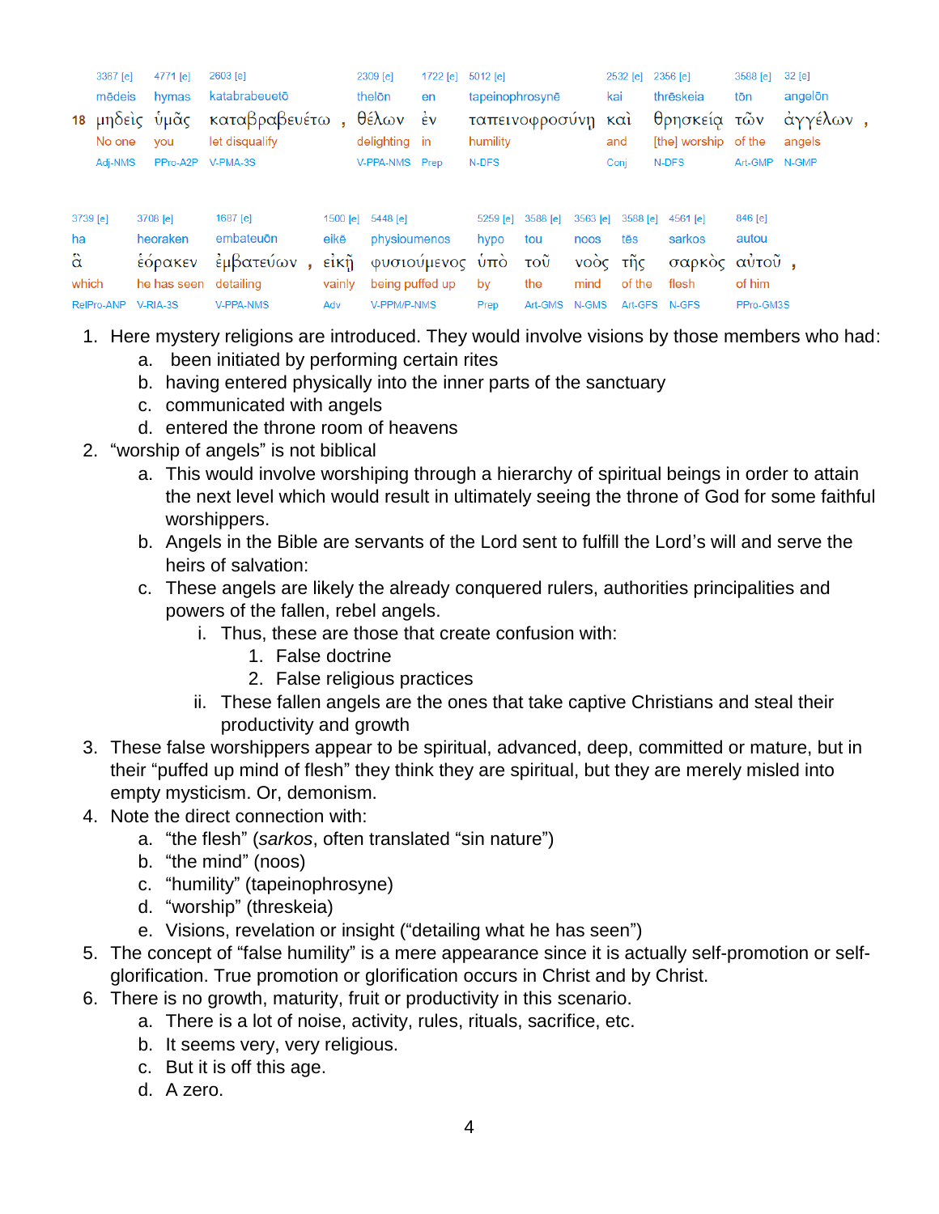| | 3367 [e] | 4771 [e] | 2603 [e] | | 2309 [e] | 1722 [e] | 5012 [e] | 2532 [e] | 2356 [e] | 3588 [e] | 32 [e] | |
|---|---|---|---|---|---|---|---|---|---|---|---|---|
| | mēdeis | hymas | katabrabeuetō | | thelōn | en | tapeinophrosynē | kai | thrēskeia | tōn | angelōn | |
| **18** | μηδεὶς | ὑμᾶς | καταβραβευέτω | , | θέλων | ἐν | ταπεινοφροσύνῃ | καὶ | θρησκείᾳ | τῶν | ἀγγέλων | , |
| | No one | you | let disqualify | | delighting | in | humility | and | [the] worship | of the | angels | |
| | Adj-NMS | PPro-A2P | V-PMA-3S | | V-PPA-NMS | Prep | N-DFS | Conj | N-DFS | Art-GMP | N-GMP | |

| 3739 [e] | 3708 [e] | 1687 [e] | | 1500 [e] | 5448 [e] | 5259 [e] | 3588 [e] | 3563 [e] | 3588 [e] | 4561 [e] | 846 [e] | |
|---|---|---|---|---|---|---|---|---|---|---|---|---|
| ha | heoraken | embateuōn | | eikē | physioumenos | hypo | tou | noos | tēs | sarkos | autou | |
| ἃ | ἑόρακεν | ἐμβατεύων | , | εἰκῇ | φυσιούμενος | ὑπὸ | τοῦ | νοὸς | τῆς | σαρκὸς | αὐτοῦ | , |
| which | he has seen | detailing | | vainly | being puffed up | by | the | mind | of the | flesh | of him | |
| RelPro-ANP | V-RIA-3S | V-PPA-NMS | | Adv | V-PPM/P-NMS | Prep | Art-GMS | N-GMS | Art-GFS | N-GFS | PPro-GM3S | |

1. Here mystery religions are introduced. They would involve visions by those members who had:
    a. been initiated by performing certain rites
    b. having entered physically into the inner parts of the sanctuary
    c. communicated with angels
    d. entered the throne room of heavens
2. "worship of angels" is not biblical
    a. This would involve worshiping through a hierarchy of spiritual beings in order to attain the next level which would result in ultimately seeing the throne of God for some faithful worshippers.
    b. Angels in the Bible are servants of the Lord sent to fulfill the Lord's will and serve the heirs of salvation:
    c. These angels are likely the already conquered rulers, authorities principalities and powers of the fallen, rebel angels.
        i. Thus, these are those that create confusion with:
            1. False doctrine
            2. False religious practices
        ii. These fallen angels are the ones that take captive Christians and steal their productivity and growth
3. These false worshippers appear to be spiritual, advanced, deep, committed or mature, but in their "puffed up mind of flesh" they think they are spiritual, but they are merely misled into empty mysticism. Or, demonism.
4. Note the direct connection with:
    a. "the flesh" (*sarkos*, often translated "sin nature")
    b. "the mind" (noos)
    c. "humility" (tapeinophrosyne)
    d. "worship" (threskeia)
    e. Visions, revelation or insight ("detailing what he has seen")
5. The concept of "false humility" is a mere appearance since it is actually self-promotion or self-glorification. True promotion or glorification occurs in Christ and by Christ.
6. There is no growth, maturity, fruit or productivity in this scenario.
    a. There is a lot of noise, activity, rules, rituals, sacrifice, etc.
    b. It seems very, very religious.
    c. But it is off this age.
    d. A zero.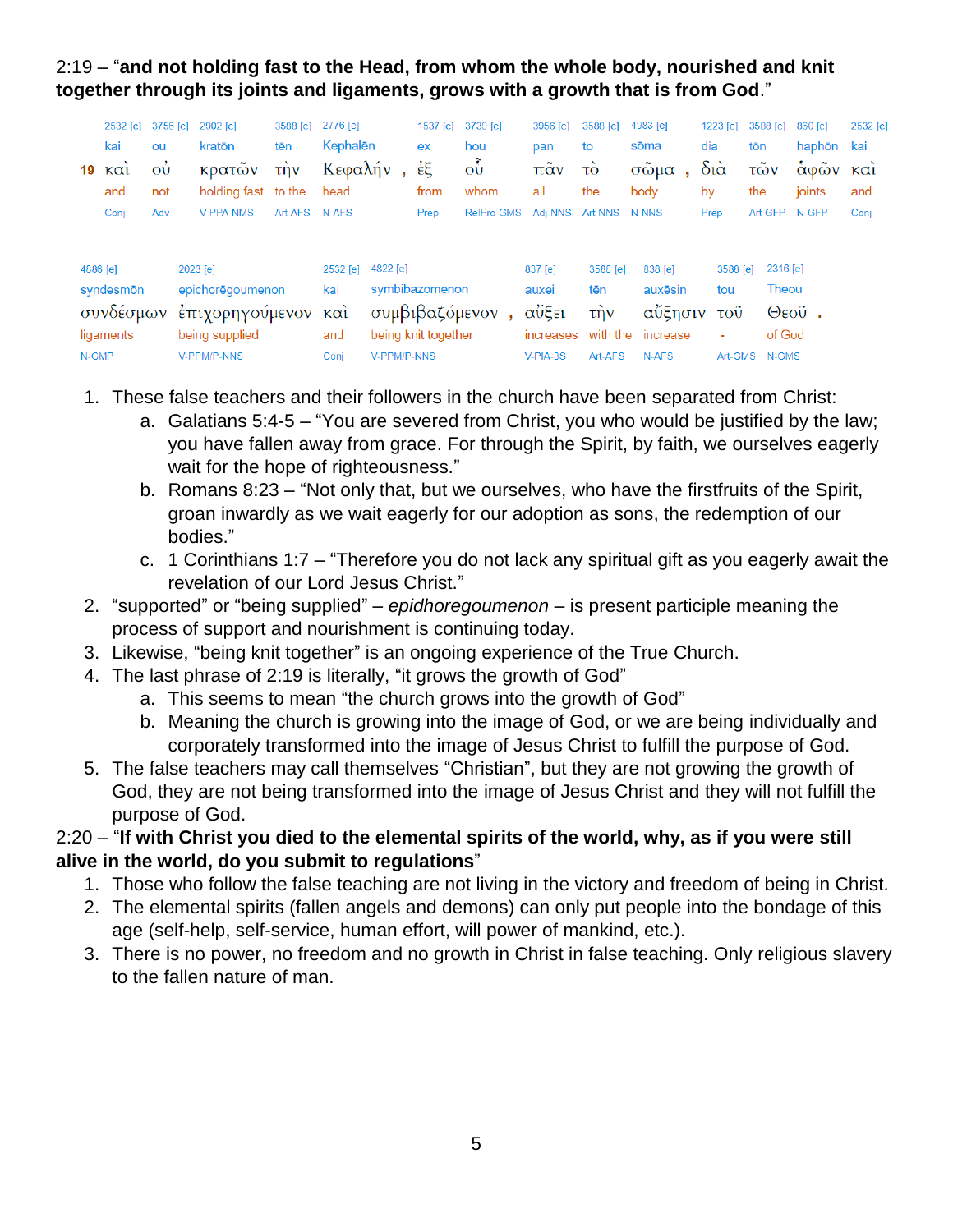2:19 – "**and not holding fast to the Head, from whom the whole body, nourished and knit together through its joints and ligaments, grows with a growth that is from God**."

| | | | | | | | | | | | | | | |
|---|---|---|---|---|---|---|---|---|---|---|---|---|---|---|
| | 2532 [e] | 3756 [e] | 2902 [e] | 3588 [e] | 2776 [e] | 1537 [e] | 3739 [e] | 3956 [e] | 3588 [e] | 4983 [e] | 1223 [e] | 3588 [e] | 860 [e] | 2532 [e] |
| | kai | ou | kratōn | tēn | Kephalēn | ex | hou | pan | to | sōma | dia | tōn | haphōn | kai |
| 19 | καὶ | οὐ | κρατῶν | τὴν | Κεφαλήν , | ἐξ | οὗ | πᾶν | τὸ | σῶμα , | διὰ | τῶν | ἁφῶν | καὶ |
| | and | not | holding fast | to the | head | from | whom | all | the | body | by | the | joints | and |
| | Conj | Adv | V-PPA-NMS | Art-AFS | N-AFS | Prep | RelPro-GMS | Adj-NNS | Art-NNS | N-NNS | Prep | Art-GFP | N-GFP | Conj |

| | | | | | | | | |
|---|---|---|---|---|---|---|---|---|
| 4886 [e] | 2023 [e] | 2532 [e] | 4822 [e] | 837 [e] | 3588 [e] | 838 [e] | 3588 [e] | 2316 [e] |
| syndesmōn | epichorēgoumenon | kai | symbibazomenon | auxei | tēn | auxēsin | tou | Theou |
| συνδέσμων | ἐπιχορηγούμενον | καὶ | συμβιβαζόμενον , | αὔξει | τὴν | αὔξησιν | τοῦ | Θεοῦ . |
| ligaments | being supplied | and | being knit together | increases | with the | increase | - | of God |
| N-GMP | V-PPM/P-NNS | Conj | V-PPM/P-NNS | V-PIA-3S | Art-AFS | N-AFS | Art-GMS | N-GMS |

1. These false teachers and their followers in the church have been separated from Christ:
   a. Galatians 5:4-5 – "You are severed from Christ, you who would be justified by the law; you have fallen away from grace. For through the Spirit, by faith, we ourselves eagerly wait for the hope of righteousness."
   b. Romans 8:23 – "Not only that, but we ourselves, who have the firstfruits of the Spirit, groan inwardly as we wait eagerly for our adoption as sons, the redemption of our bodies."
   c. 1 Corinthians 1:7 – "Therefore you do not lack any spiritual gift as you eagerly await the revelation of our Lord Jesus Christ."
2. "supported" or "being supplied" – *epidhoregoumenon* – is present participle meaning the process of support and nourishment is continuing today.
3. Likewise, "being knit together" is an ongoing experience of the True Church.
4. The last phrase of 2:19 is literally, "it grows the growth of God"
   a. This seems to mean "the church grows into the growth of God"
   b. Meaning the church is growing into the image of God, or we are being individually and corporately transformed into the image of Jesus Christ to fulfill the purpose of God.
5. The false teachers may call themselves "Christian", but they are not growing the growth of God, they are not being transformed into the image of Jesus Christ and they will not fulfill the purpose of God.

2:20 – "**If with Christ you died to the elemental spirits of the world, why, as if you were still alive in the world, do you submit to regulations**"

1. Those who follow the false teaching are not living in the victory and freedom of being in Christ.
2. The elemental spirits (fallen angels and demons) can only put people into the bondage of this age (self-help, self-service, human effort, will power of mankind, etc.).
3. There is no power, no freedom and no growth in Christ in false teaching. Only religious slavery to the fallen nature of man.